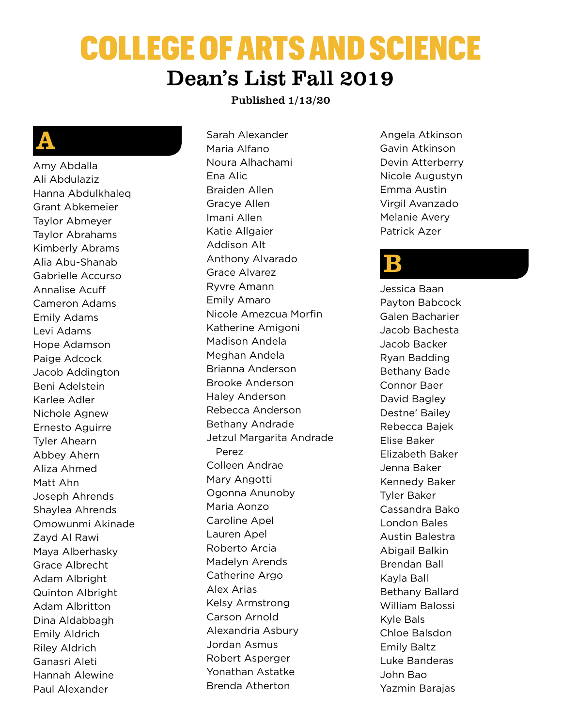# COLLEGE OF ARTS AND SCIENCE

## Dean's List Fall 2019

**Published 1/13/20**

## A

Amy Abdalla
Ali Abdulaziz
Hanna Abdulkhaleq
Grant Abkemeier
Taylor Abmeyer
Taylor Abrahams
Kimberly Abrams
Alia Abu-Shanab
Gabrielle Accurso
Annalise Acuff
Cameron Adams
Emily Adams
Levi Adams
Hope Adamson
Paige Adcock
Jacob Addington
Beni Adelstein
Karlee Adler
Nichole Agnew
Ernesto Aguirre
Tyler Ahearn
Abbey Ahern
Aliza Ahmed
Matt Ahn
Joseph Ahrends
Shaylea Ahrends
Omowunmi Akinade
Zayd Al Rawi
Maya Alberhasky
Grace Albrecht
Adam Albright
Quinton Albright
Adam Albritton
Dina Aldabbagh
Emily Aldrich
Riley Aldrich
Ganasri Aleti
Hannah Alewine
Paul Alexander
Sarah Alexander
Maria Alfano
Noura Alhachami
Ena Alic
Braiden Allen
Gracye Allen
Imani Allen
Katie Allgaier
Addison Alt
Anthony Alvarado
Grace Alvarez
Ryvre Amann
Emily Amaro
Nicole Amezcua Morfin
Katherine Amigoni
Madison Andela
Meghan Andela
Brianna Anderson
Brooke Anderson
Haley Anderson
Rebecca Anderson
Bethany Andrade
Jetzul Margarita Andrade Perez
Colleen Andrae
Mary Angotti
Ogonna Anunoby
Maria Aonzo
Caroline Apel
Lauren Apel
Roberto Arcia
Madelyn Arends
Catherine Argo
Alex Arias
Kelsy Armstrong
Carson Arnold
Alexandria Asbury
Jordan Asmus
Robert Asperger
Yonathan Astatke
Brenda Atherton
Angela Atkinson
Gavin Atkinson
Devin Atterberry
Nicole Augustyn
Emma Austin
Virgil Avanzado
Melanie Avery
Patrick Azer

## B

Jessica Baan
Payton Babcock
Galen Bacharier
Jacob Bachesta
Jacob Backer
Ryan Badding
Bethany Bade
Connor Baer
David Bagley
Destne' Bailey
Rebecca Bajek
Elise Baker
Elizabeth Baker
Jenna Baker
Kennedy Baker
Tyler Baker
Cassandra Bako
London Bales
Austin Balestra
Abigail Balkin
Brendan Ball
Kayla Ball
Bethany Ballard
William Balossi
Kyle Bals
Chloe Balsdon
Emily Baltz
Luke Banderas
John Bao
Yazmin Barajas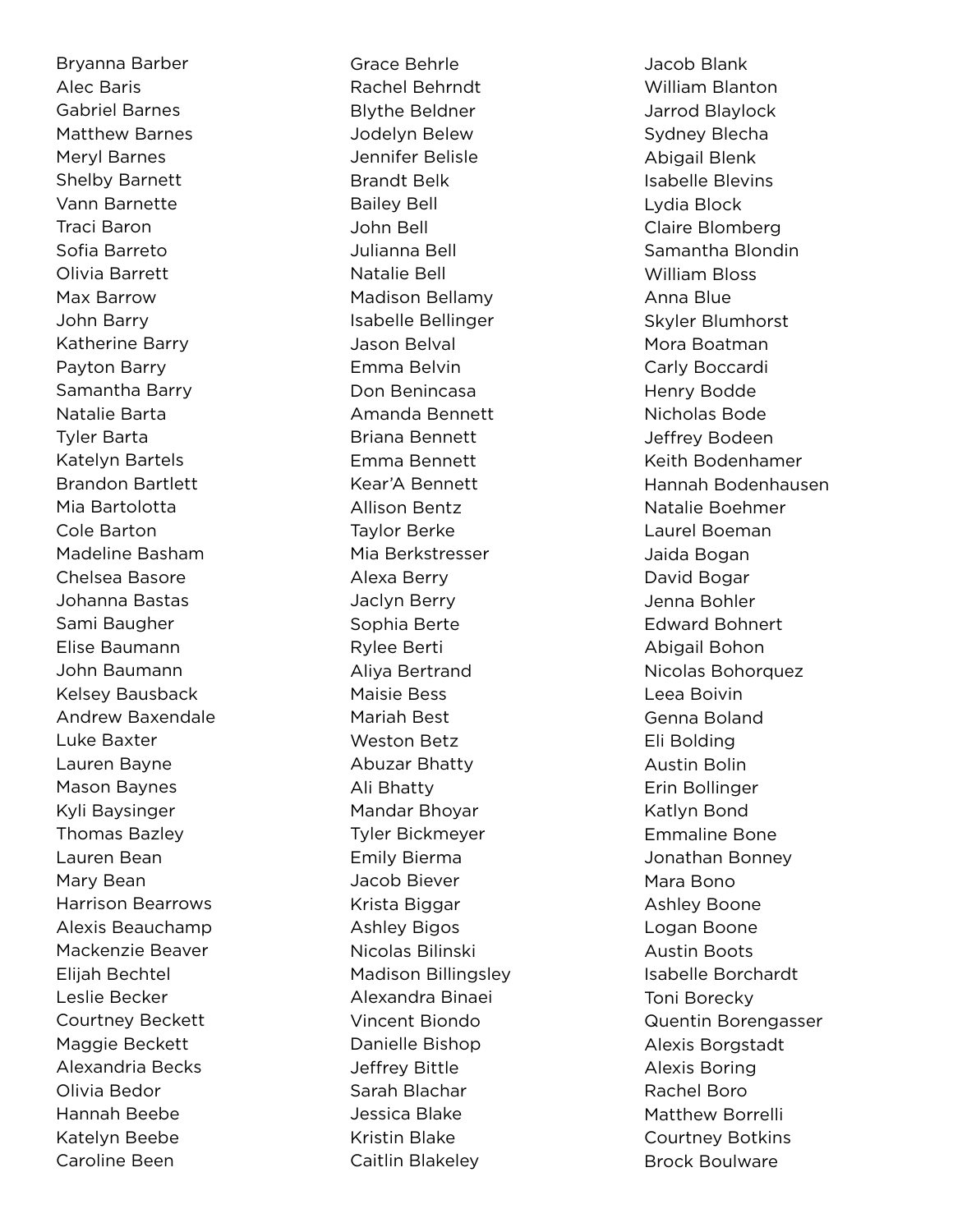Bryanna Barber
Alec Baris
Gabriel Barnes
Matthew Barnes
Meryl Barnes
Shelby Barnett
Vann Barnette
Traci Baron
Sofia Barreto
Olivia Barrett
Max Barrow
John Barry
Katherine Barry
Payton Barry
Samantha Barry
Natalie Barta
Tyler Barta
Katelyn Bartels
Brandon Bartlett
Mia Bartolotta
Cole Barton
Madeline Basham
Chelsea Basore
Johanna Bastas
Sami Baugher
Elise Baumann
John Baumann
Kelsey Bausback
Andrew Baxendale
Luke Baxter
Lauren Bayne
Mason Baynes
Kyli Baysinger
Thomas Bazley
Lauren Bean
Mary Bean
Harrison Bearrows
Alexis Beauchamp
Mackenzie Beaver
Elijah Bechtel
Leslie Becker
Courtney Beckett
Maggie Beckett
Alexandria Becks
Olivia Bedor
Hannah Beebe
Katelyn Beebe
Caroline Been
Grace Behrle
Rachel Behrndt
Blythe Beldner
Jodelyn Belew
Jennifer Belisle
Brandt Belk
Bailey Bell
John Bell
Julianna Bell
Natalie Bell
Madison Bellamy
Isabelle Bellinger
Jason Belval
Emma Belvin
Don Benincasa
Amanda Bennett
Briana Bennett
Emma Bennett
Kear'A Bennett
Allison Bentz
Taylor Berke
Mia Berkstresser
Alexa Berry
Jaclyn Berry
Sophia Berte
Rylee Berti
Aliya Bertrand
Maisie Bess
Mariah Best
Weston Betz
Abuzar Bhatty
Ali Bhatty
Mandar Bhoyar
Tyler Bickmeyer
Emily Bierma
Jacob Biever
Krista Biggar
Ashley Bigos
Nicolas Bilinski
Madison Billingsley
Alexandra Binaei
Vincent Biondo
Danielle Bishop
Jeffrey Bittle
Sarah Blachar
Jessica Blake
Kristin Blake
Caitlin Blakeley
Jacob Blank
William Blanton
Jarrod Blaylock
Sydney Blecha
Abigail Blenk
Isabelle Blevins
Lydia Block
Claire Blomberg
Samantha Blondin
William Bloss
Anna Blue
Skyler Blumhorst
Mora Boatman
Carly Boccardi
Henry Bodde
Nicholas Bode
Jeffrey Bodeen
Keith Bodenhamer
Hannah Bodenhausen
Natalie Boehmer
Laurel Boeman
Jaida Bogan
David Bogar
Jenna Bohler
Edward Bohnert
Abigail Bohon
Nicolas Bohorquez
Leea Boivin
Genna Boland
Eli Bolding
Austin Bolin
Erin Bollinger
Katlyn Bond
Emmaline Bone
Jonathan Bonney
Mara Bono
Ashley Boone
Logan Boone
Austin Boots
Isabelle Borchardt
Toni Borecky
Quentin Borengasser
Alexis Borgstadt
Alexis Boring
Rachel Boro
Matthew Borrelli
Courtney Botkins
Brock Boulware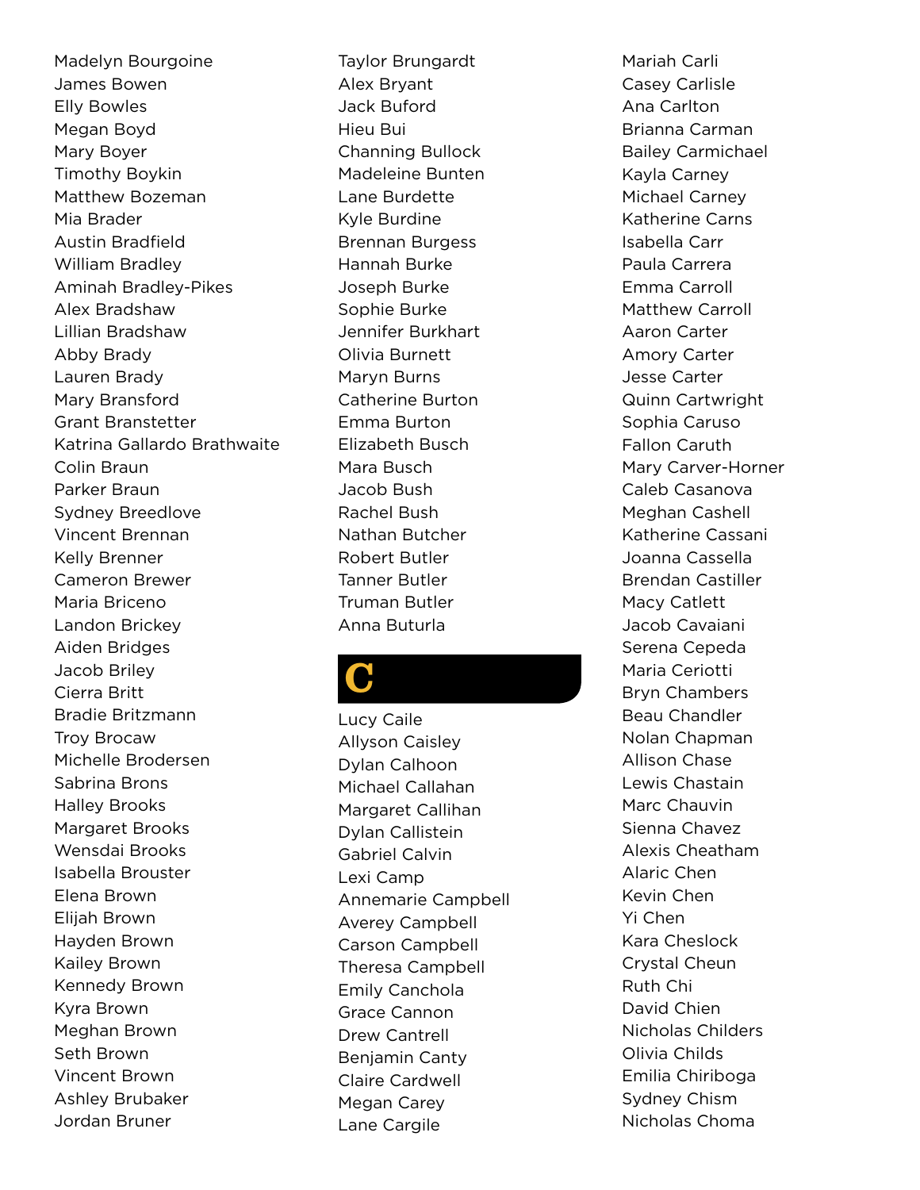Madelyn Bourgoine
James Bowen
Elly Bowles
Megan Boyd
Mary Boyer
Timothy Boykin
Matthew Bozeman
Mia Brader
Austin Bradfield
William Bradley
Aminah Bradley-Pikes
Alex Bradshaw
Lillian Bradshaw
Abby Brady
Lauren Brady
Mary Bransford
Grant Branstetter
Katrina Gallardo Brathwaite
Colin Braun
Parker Braun
Sydney Breedlove
Vincent Brennan
Kelly Brenner
Cameron Brewer
Maria Briceno
Landon Brickey
Aiden Bridges
Jacob Briley
Cierra Britt
Bradie Britzmann
Troy Brocaw
Michelle Brodersen
Sabrina Brons
Halley Brooks
Margaret Brooks
Wensdai Brooks
Isabella Brouster
Elena Brown
Elijah Brown
Hayden Brown
Kailey Brown
Kennedy Brown
Kyra Brown
Meghan Brown
Seth Brown
Vincent Brown
Ashley Brubaker
Jordan Bruner
Taylor Brungardt
Alex Bryant
Jack Buford
Hieu Bui
Channing Bullock
Madeleine Bunten
Lane Burdette
Kyle Burdine
Brennan Burgess
Hannah Burke
Joseph Burke
Sophie Burke
Jennifer Burkhart
Olivia Burnett
Maryn Burns
Catherine Burton
Emma Burton
Elizabeth Busch
Mara Busch
Jacob Bush
Rachel Bush
Nathan Butcher
Robert Butler
Tanner Butler
Truman Butler
Anna Buturla

# C

Lucy Caile
Allyson Caisley
Dylan Calhoon
Michael Callahan
Margaret Callihan
Dylan Callistein
Gabriel Calvin
Lexi Camp
Annemarie Campbell
Averey Campbell
Carson Campbell
Theresa Campbell
Emily Canchola
Grace Cannon
Drew Cantrell
Benjamin Canty
Claire Cardwell
Megan Carey
Lane Cargile
Mariah Carli
Casey Carlisle
Ana Carlton
Brianna Carman
Bailey Carmichael
Kayla Carney
Michael Carney
Katherine Carns
Isabella Carr
Paula Carrera
Emma Carroll
Matthew Carroll
Aaron Carter
Amory Carter
Jesse Carter
Quinn Cartwright
Sophia Caruso
Fallon Caruth
Mary Carver-Horner
Caleb Casanova
Meghan Cashell
Katherine Cassani
Joanna Cassella
Brendan Castiller
Macy Catlett
Jacob Cavaiani
Serena Cepeda
Maria Ceriotti
Bryn Chambers
Beau Chandler
Nolan Chapman
Allison Chase
Lewis Chastain
Marc Chauvin
Sienna Chavez
Alexis Cheatham
Alaric Chen
Kevin Chen
Yi Chen
Kara Cheslock
Crystal Cheun
Ruth Chi
David Chien
Nicholas Childers
Olivia Childs
Emilia Chiriboga
Sydney Chism
Nicholas Choma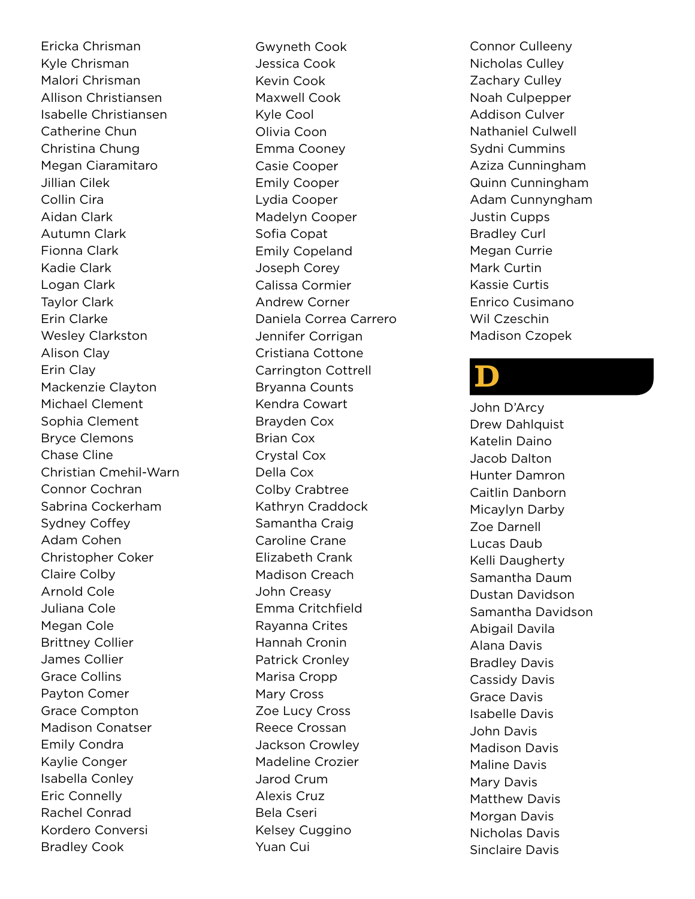Ericka Chrisman
Kyle Chrisman
Malori Chrisman
Allison Christiansen
Isabelle Christiansen
Catherine Chun
Christina Chung
Megan Ciaramitaro
Jillian Cilek
Collin Cira
Aidan Clark
Autumn Clark
Fionna Clark
Kadie Clark
Logan Clark
Taylor Clark
Erin Clarke
Wesley Clarkston
Alison Clay
Erin Clay
Mackenzie Clayton
Michael Clement
Sophia Clement
Bryce Clemons
Chase Cline
Christian Cmehil-Warn
Connor Cochran
Sabrina Cockerham
Sydney Coffey
Adam Cohen
Christopher Coker
Claire Colby
Arnold Cole
Juliana Cole
Megan Cole
Brittney Collier
James Collier
Grace Collins
Payton Comer
Grace Compton
Madison Conatser
Emily Condra
Kaylie Conger
Isabella Conley
Eric Connelly
Rachel Conrad
Kordero Conversi
Bradley Cook
Gwyneth Cook
Jessica Cook
Kevin Cook
Maxwell Cook
Kyle Cool
Olivia Coon
Emma Cooney
Casie Cooper
Emily Cooper
Lydia Cooper
Madelyn Cooper
Sofia Copat
Emily Copeland
Joseph Corey
Calissa Cormier
Andrew Corner
Daniela Correa Carrero
Jennifer Corrigan
Cristiana Cottone
Carrington Cottrell
Bryanna Counts
Kendra Cowart
Brayden Cox
Brian Cox
Crystal Cox
Della Cox
Colby Crabtree
Kathryn Craddock
Samantha Craig
Caroline Crane
Elizabeth Crank
Madison Creach
John Creasy
Emma Critchfield
Rayanna Crites
Hannah Cronin
Patrick Cronley
Marisa Cropp
Mary Cross
Zoe Lucy Cross
Reece Crossan
Jackson Crowley
Madeline Crozier
Jarod Crum
Alexis Cruz
Bela Cseri
Kelsey Cuggino
Yuan Cui
Connor Culleeny
Nicholas Culley
Zachary Culley
Noah Culpepper
Addison Culver
Nathaniel Culwell
Sydni Cummins
Aziza Cunningham
Quinn Cunningham
Adam Cunnyngham
Justin Cupps
Bradley Curl
Megan Currie
Mark Curtin
Kassie Curtis
Enrico Cusimano
Wil Czeschin
Madison Czopek

# D

John D'Arcy
Drew Dahlquist
Katelin Daino
Jacob Dalton
Hunter Damron
Caitlin Danborn
Micaylyn Darby
Zoe Darnell
Lucas Daub
Kelli Daugherty
Samantha Daum
Dustan Davidson
Samantha Davidson
Abigail Davila
Alana Davis
Bradley Davis
Cassidy Davis
Grace Davis
Isabelle Davis
John Davis
Madison Davis
Maline Davis
Mary Davis
Matthew Davis
Morgan Davis
Nicholas Davis
Sinclaire Davis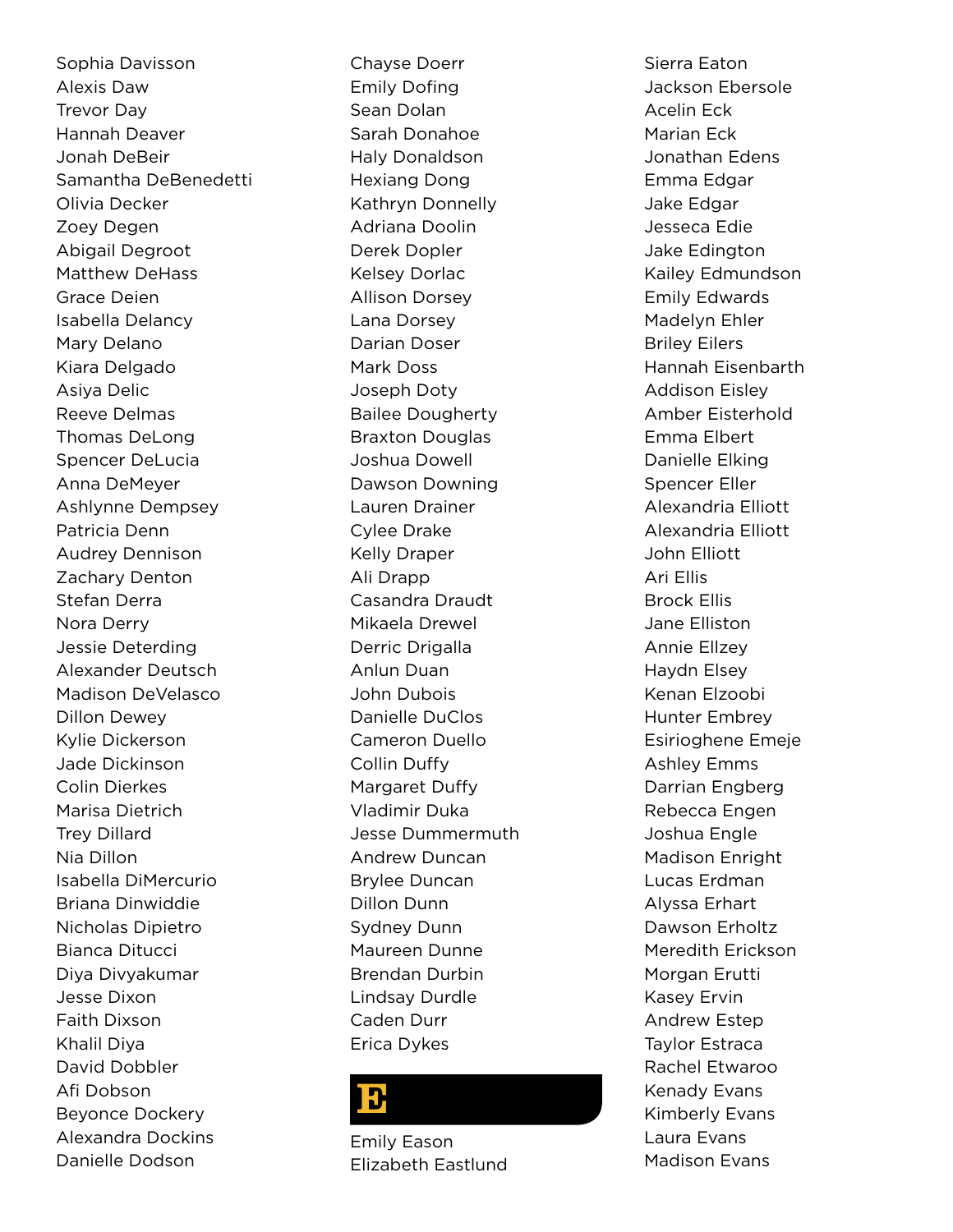Sophia Davisson
Alexis Daw
Trevor Day
Hannah Deaver
Jonah DeBeir
Samantha DeBenedetti
Olivia Decker
Zoey Degen
Abigail Degroot
Matthew DeHass
Grace Deien
Isabella Delancy
Mary Delano
Kiara Delgado
Asiya Delic
Reeve Delmas
Thomas DeLong
Spencer DeLucia
Anna DeMeyer
Ashlynne Dempsey
Patricia Denn
Audrey Dennison
Zachary Denton
Stefan Derra
Nora Derry
Jessie Deterding
Alexander Deutsch
Madison DeVelasco
Dillon Dewey
Kylie Dickerson
Jade Dickinson
Colin Dierkes
Marisa Dietrich
Trey Dillard
Nia Dillon
Isabella DiMercurio
Briana Dinwiddie
Nicholas Dipietro
Bianca Ditucci
Diya Divyakumar
Jesse Dixon
Faith Dixson
Khalil Diya
David Dobbler
Afi Dobson
Beyonce Dockery
Alexandra Dockins
Danielle Dodson
Chayse Doerr
Emily Dofing
Sean Dolan
Sarah Donahoe
Haly Donaldson
Hexiang Dong
Kathryn Donnelly
Adriana Doolin
Derek Dopler
Kelsey Dorlac
Allison Dorsey
Lana Dorsey
Darian Doser
Mark Doss
Joseph Doty
Bailee Dougherty
Braxton Douglas
Joshua Dowell
Dawson Downing
Lauren Drainer
Cylee Drake
Kelly Draper
Ali Drapp
Casandra Draudt
Mikaela Drewel
Derric Drigalla
Anlun Duan
John Dubois
Danielle DuClos
Cameron Duello
Collin Duffy
Margaret Duffy
Vladimir Duka
Jesse Dummermuth
Andrew Duncan
Brylee Duncan
Dillon Dunn
Sydney Dunn
Maureen Dunne
Brendan Durbin
Lindsay Durdle
Caden Durr
Erica Dykes

## E

Emily Eason
Elizabeth Eastlund
Sierra Eaton
Jackson Ebersole
Acelin Eck
Marian Eck
Jonathan Edens
Emma Edgar
Jake Edgar
Jesseca Edie
Jake Edington
Kailey Edmundson
Emily Edwards
Madelyn Ehler
Briley Eilers
Hannah Eisenbarth
Addison Eisley
Amber Eisterhold
Emma Elbert
Danielle Elking
Spencer Eller
Alexandria Elliott
Alexandria Elliott
John Elliott
Ari Ellis
Brock Ellis
Jane Elliston
Annie Ellzey
Haydn Elsey
Kenan Elzoobi
Hunter Embrey
Esirioghene Emeje
Ashley Emms
Darrian Engberg
Rebecca Engen
Joshua Engle
Madison Enright
Lucas Erdman
Alyssa Erhart
Dawson Erholtz
Meredith Erickson
Morgan Erutti
Kasey Ervin
Andrew Estep
Taylor Estraca
Rachel Etwaroo
Kenady Evans
Kimberly Evans
Laura Evans
Madison Evans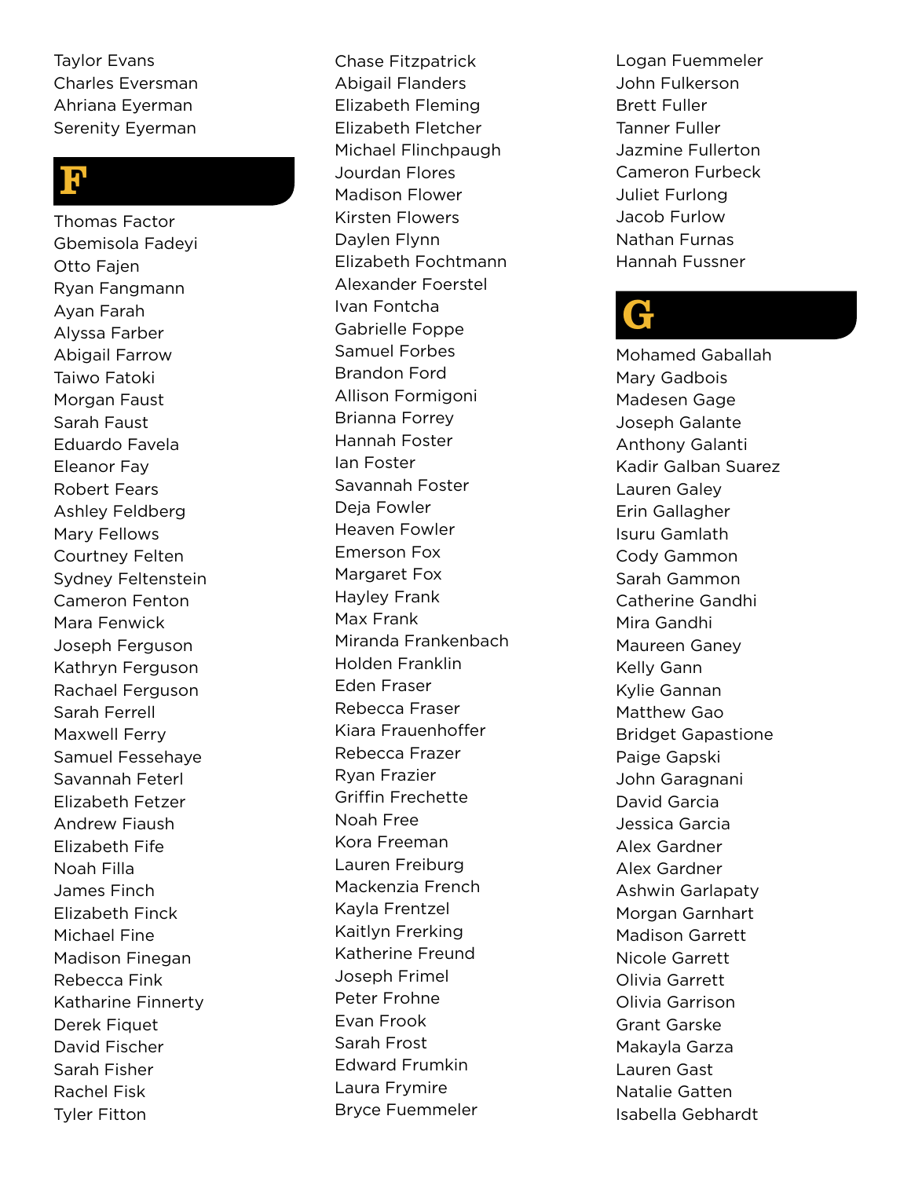Taylor Evans
Charles Eversman
Ahriana Eyerman
Serenity Eyerman

# F

Thomas Factor
Gbemisola Fadeyi
Otto Fajen
Ryan Fangmann
Ayan Farah
Alyssa Farber
Abigail Farrow
Taiwo Fatoki
Morgan Faust
Sarah Faust
Eduardo Favela
Eleanor Fay
Robert Fears
Ashley Feldberg
Mary Fellows
Courtney Felten
Sydney Feltenstein
Cameron Fenton
Mara Fenwick
Joseph Ferguson
Kathryn Ferguson
Rachael Ferguson
Sarah Ferrell
Maxwell Ferry
Samuel Fessehaye
Savannah Feterl
Elizabeth Fetzer
Andrew Fiaush
Elizabeth Fife
Noah Filla
James Finch
Elizabeth Finck
Michael Fine
Madison Finegan
Rebecca Fink
Katharine Finnerty
Derek Fiquet
David Fischer
Sarah Fisher
Rachel Fisk
Tyler Fitton
Chase Fitzpatrick
Abigail Flanders
Elizabeth Fleming
Elizabeth Fletcher
Michael Flinchpaugh
Jourdan Flores
Madison Flower
Kirsten Flowers
Daylen Flynn
Elizabeth Fochtmann
Alexander Foerstel
Ivan Fontcha
Gabrielle Foppe
Samuel Forbes
Brandon Ford
Allison Formigoni
Brianna Forrey
Hannah Foster
Ian Foster
Savannah Foster
Deja Fowler
Heaven Fowler
Emerson Fox
Margaret Fox
Hayley Frank
Max Frank
Miranda Frankenbach
Holden Franklin
Eden Fraser
Rebecca Fraser
Kiara Frauenhoffer
Rebecca Frazer
Ryan Frazier
Griffin Frechette
Noah Free
Kora Freeman
Lauren Freiburg
Mackenzia French
Kayla Frentzel
Kaitlyn Frerking
Katherine Freund
Joseph Frimel
Peter Frohne
Evan Frook
Sarah Frost
Edward Frumkin
Laura Frymire
Bryce Fuemmeler
Logan Fuemmeler
John Fulkerson
Brett Fuller
Tanner Fuller
Jazmine Fullerton
Cameron Furbeck
Juliet Furlong
Jacob Furlow
Nathan Furnas
Hannah Fussner

# G

Mohamed Gaballah
Mary Gadbois
Madesen Gage
Joseph Galante
Anthony Galanti
Kadir Galban Suarez
Lauren Galey
Erin Gallagher
Isuru Gamlath
Cody Gammon
Sarah Gammon
Catherine Gandhi
Mira Gandhi
Maureen Ganey
Kelly Gann
Kylie Gannan
Matthew Gao
Bridget Gapastione
Paige Gapski
John Garagnani
David Garcia
Jessica Garcia
Alex Gardner
Alex Gardner
Ashwin Garlapaty
Morgan Garnhart
Madison Garrett
Nicole Garrett
Olivia Garrett
Olivia Garrison
Grant Garske
Makayla Garza
Lauren Gast
Natalie Gatten
Isabella Gebhardt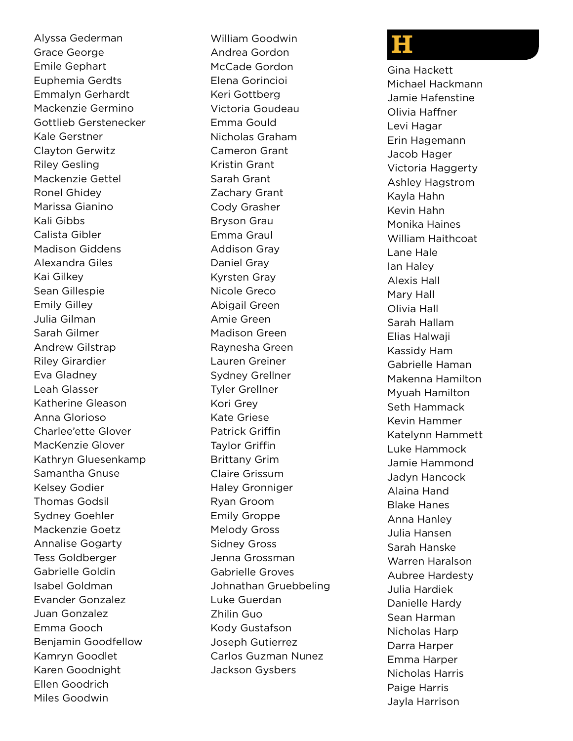Alyssa Gederman
Grace George
Emile Gephart
Euphemia Gerdts
Emmalyn Gerhardt
Mackenzie Germino
Gottlieb Gerstenecker
Kale Gerstner
Clayton Gerwitz
Riley Gesling
Mackenzie Gettel
Ronel Ghidey
Marissa Gianino
Kali Gibbs
Calista Gibler
Madison Giddens
Alexandra Giles
Kai Gilkey
Sean Gillespie
Emily Gilley
Julia Gilman
Sarah Gilmer
Andrew Gilstrap
Riley Girardier
Eva Gladney
Leah Glasser
Katherine Gleason
Anna Glorioso
Charlee'ette Glover
MacKenzie Glover
Kathryn Gluesenkamp
Samantha Gnuse
Kelsey Godier
Thomas Godsil
Sydney Goehler
Mackenzie Goetz
Annalise Gogarty
Tess Goldberger
Gabrielle Goldin
Isabel Goldman
Evander Gonzalez
Juan Gonzalez
Emma Gooch
Benjamin Goodfellow
Kamryn Goodlet
Karen Goodnight
Ellen Goodrich
Miles Goodwin
William Goodwin
Andrea Gordon
McCade Gordon
Elena Gorincioi
Keri Gottberg
Victoria Goudeau
Emma Gould
Nicholas Graham
Cameron Grant
Kristin Grant
Sarah Grant
Zachary Grant
Cody Grasher
Bryson Grau
Emma Graul
Addison Gray
Daniel Gray
Kyrsten Gray
Nicole Greco
Abigail Green
Amie Green
Madison Green
Raynesha Green
Lauren Greiner
Sydney Grellner
Tyler Grellner
Kori Grey
Kate Griese
Patrick Griffin
Taylor Griffin
Brittany Grim
Claire Grissum
Haley Gronniger
Ryan Groom
Emily Groppe
Melody Gross
Sidney Gross
Jenna Grossman
Gabrielle Groves
Johnathan Gruebbeling
Luke Guerdan
Zhilin Guo
Kody Gustafson
Joseph Gutierrez
Carlos Guzman Nunez
Jackson Gysbers

# H

Gina Hackett
Michael Hackmann
Jamie Hafenstine
Olivia Haffner
Levi Hagar
Erin Hagemann
Jacob Hager
Victoria Haggerty
Ashley Hagstrom
Kayla Hahn
Kevin Hahn
Monika Haines
William Haithcoat
Lane Hale
Ian Haley
Alexis Hall
Mary Hall
Olivia Hall
Sarah Hallam
Elias Halwaji
Kassidy Ham
Gabrielle Haman
Makenna Hamilton
Myuah Hamilton
Seth Hammack
Kevin Hammer
Katelynn Hammett
Luke Hammock
Jamie Hammond
Jadyn Hancock
Alaina Hand
Blake Hanes
Anna Hanley
Julia Hansen
Sarah Hanske
Warren Haralson
Aubree Hardesty
Julia Hardiek
Danielle Hardy
Sean Harman
Nicholas Harp
Darra Harper
Emma Harper
Nicholas Harris
Paige Harris
Jayla Harrison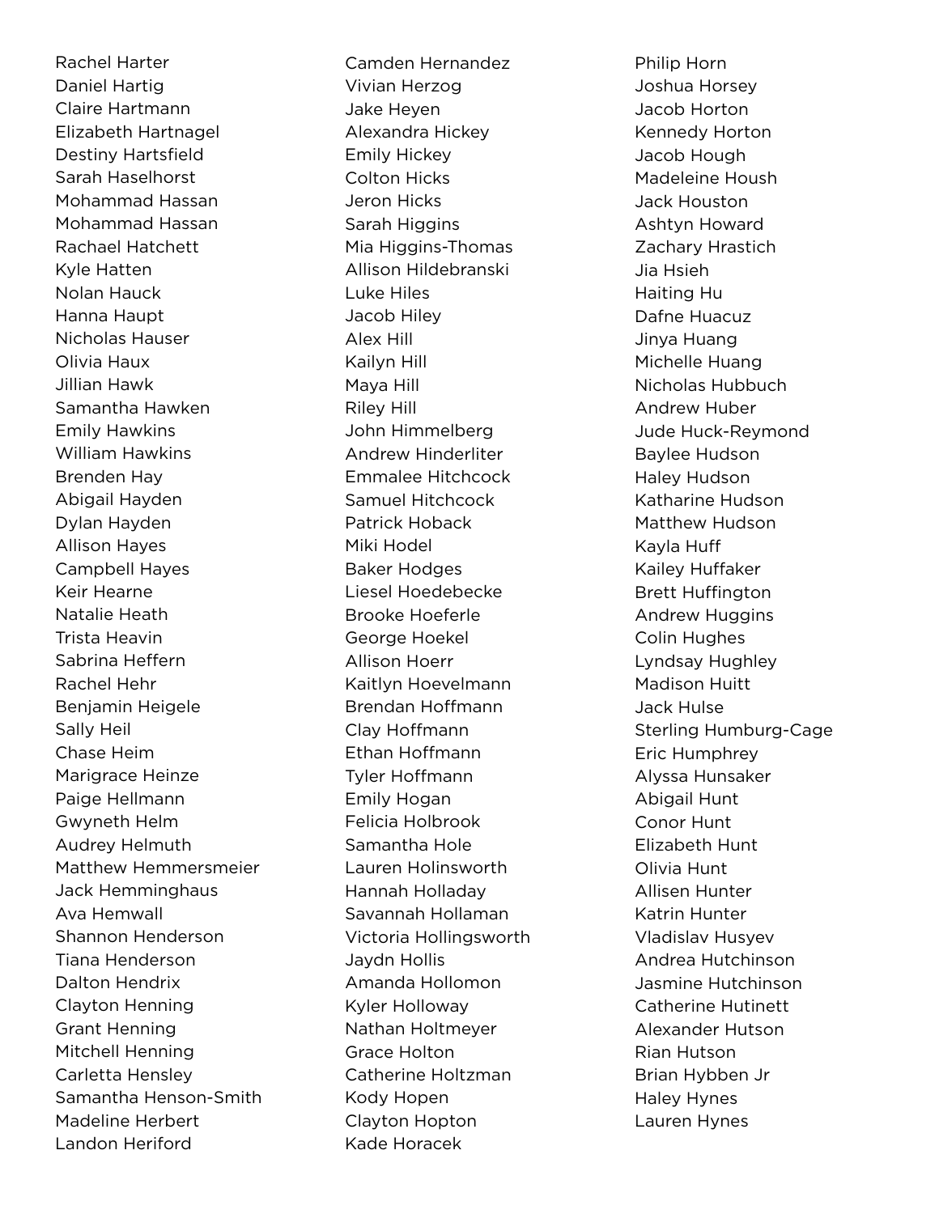Rachel Harter
Daniel Hartig
Claire Hartmann
Elizabeth Hartnagel
Destiny Hartsfield
Sarah Haselhorst
Mohammad Hassan
Mohammad Hassan
Rachael Hatchett
Kyle Hatten
Nolan Hauck
Hanna Haupt
Nicholas Hauser
Olivia Haux
Jillian Hawk
Samantha Hawken
Emily Hawkins
William Hawkins
Brenden Hay
Abigail Hayden
Dylan Hayden
Allison Hayes
Campbell Hayes
Keir Hearne
Natalie Heath
Trista Heavin
Sabrina Heffern
Rachel Hehr
Benjamin Heigele
Sally Heil
Chase Heim
Marigrace Heinze
Paige Hellmann
Gwyneth Helm
Audrey Helmuth
Matthew Hemmersmeier
Jack Hemminghaus
Ava Hemwall
Shannon Henderson
Tiana Henderson
Dalton Hendrix
Clayton Henning
Grant Henning
Mitchell Henning
Carletta Hensley
Samantha Henson-Smith
Madeline Herbert
Landon Heriford
Camden Hernandez
Vivian Herzog
Jake Heyen
Alexandra Hickey
Emily Hickey
Colton Hicks
Jeron Hicks
Sarah Higgins
Mia Higgins-Thomas
Allison Hildebranski
Luke Hiles
Jacob Hiley
Alex Hill
Kailyn Hill
Maya Hill
Riley Hill
John Himmelberg
Andrew Hinderliter
Emmalee Hitchcock
Samuel Hitchcock
Patrick Hoback
Miki Hodel
Baker Hodges
Liesel Hoedebecke
Brooke Hoeferle
George Hoekel
Allison Hoerr
Kaitlyn Hoevelmann
Brendan Hoffmann
Clay Hoffmann
Ethan Hoffmann
Tyler Hoffmann
Emily Hogan
Felicia Holbrook
Samantha Hole
Lauren Holinsworth
Hannah Holladay
Savannah Hollaman
Victoria Hollingsworth
Jaydn Hollis
Amanda Hollomon
Kyler Holloway
Nathan Holtmeyer
Grace Holton
Catherine Holtzman
Kody Hopen
Clayton Hopton
Kade Horacek
Philip Horn
Joshua Horsey
Jacob Horton
Kennedy Horton
Jacob Hough
Madeleine Housh
Jack Houston
Ashtyn Howard
Zachary Hrastich
Jia Hsieh
Haiting Hu
Dafne Huacuz
Jinya Huang
Michelle Huang
Nicholas Hubbuch
Andrew Huber
Jude Huck-Reymond
Baylee Hudson
Haley Hudson
Katharine Hudson
Matthew Hudson
Kayla Huff
Kailey Huffaker
Brett Huffington
Andrew Huggins
Colin Hughes
Lyndsay Hughley
Madison Huitt
Jack Hulse
Sterling Humburg-Cage
Eric Humphrey
Alyssa Hunsaker
Abigail Hunt
Conor Hunt
Elizabeth Hunt
Olivia Hunt
Allisen Hunter
Katrin Hunter
Vladislav Husyev
Andrea Hutchinson
Jasmine Hutchinson
Catherine Hutinett
Alexander Hutson
Rian Hutson
Brian Hybben Jr
Haley Hynes
Lauren Hynes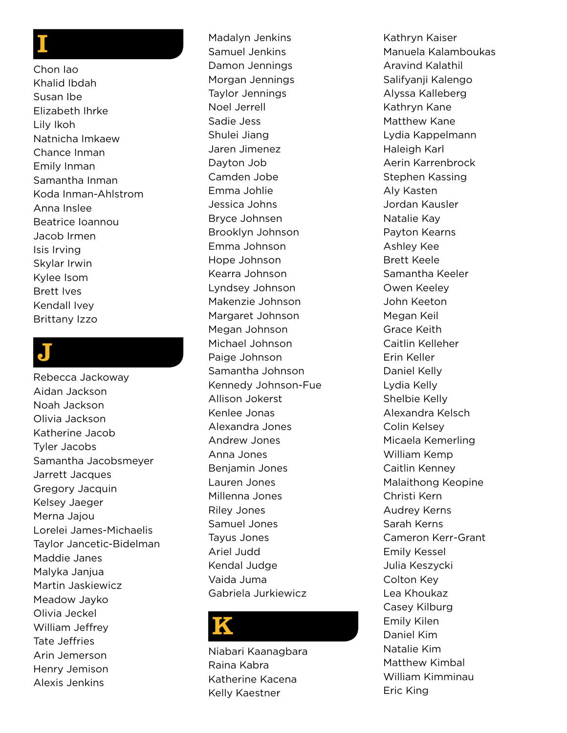# I

Chon Iao
Khalid Ibdah
Susan Ibe
Elizabeth Ihrke
Lily Ikoh
Natnicha Imkaew
Chance Inman
Emily Inman
Samantha Inman
Koda Inman-Ahlstrom
Anna Inslee
Beatrice Ioannou
Jacob Irmen
Isis Irving
Skylar Irwin
Kylee Isom
Brett Ives
Kendall Ivey
Brittany Izzo

# J

Rebecca Jackoway
Aidan Jackson
Noah Jackson
Olivia Jackson
Katherine Jacob
Tyler Jacobs
Samantha Jacobsmeyer
Jarrett Jacques
Gregory Jacquin
Kelsey Jaeger
Merna Jajou
Lorelei James-Michaelis
Taylor Jancetic-Bidelman
Maddie Janes
Malyka Janjua
Martin Jaskiewicz
Meadow Jayko
Olivia Jeckel
William Jeffrey
Tate Jeffries
Arin Jemerson
Henry Jemison
Alexis Jenkins
Madalyn Jenkins
Samuel Jenkins
Damon Jennings
Morgan Jennings
Taylor Jennings
Noel Jerrell
Sadie Jess
Shulei Jiang
Jaren Jimenez
Dayton Job
Camden Jobe
Emma Johlie
Jessica Johns
Bryce Johnsen
Brooklyn Johnson
Emma Johnson
Hope Johnson
Kearra Johnson
Lyndsey Johnson
Makenzie Johnson
Margaret Johnson
Megan Johnson
Michael Johnson
Paige Johnson
Samantha Johnson
Kennedy Johnson-Fue
Allison Jokerst
Kenlee Jonas
Alexandra Jones
Andrew Jones
Anna Jones
Benjamin Jones
Lauren Jones
Millenna Jones
Riley Jones
Samuel Jones
Tayus Jones
Ariel Judd
Kendal Judge
Vaida Juma
Gabriela Jurkiewicz

# K

Niabari Kaanagbara
Raina Kabra
Katherine Kacena
Kelly Kaestner
Kathryn Kaiser
Manuela Kalamboukas
Aravind Kalathil
Salifyanji Kalengo
Alyssa Kalleberg
Kathryn Kane
Matthew Kane
Lydia Kappelmann
Haleigh Karl
Aerin Karrenbrock
Stephen Kassing
Aly Kasten
Jordan Kausler
Natalie Kay
Payton Kearns
Ashley Kee
Brett Keele
Samantha Keeler
Owen Keeley
John Keeton
Megan Keil
Grace Keith
Caitlin Kelleher
Erin Keller
Daniel Kelly
Lydia Kelly
Shelbie Kelly
Alexandra Kelsch
Colin Kelsey
Micaela Kemerling
William Kemp
Caitlin Kenney
Malaithong Keopine
Christi Kern
Audrey Kerns
Sarah Kerns
Cameron Kerr-Grant
Emily Kessel
Julia Keszycki
Colton Key
Lea Khoukaz
Casey Kilburg
Emily Kilen
Daniel Kim
Natalie Kim
Matthew Kimbal
William Kimminau
Eric King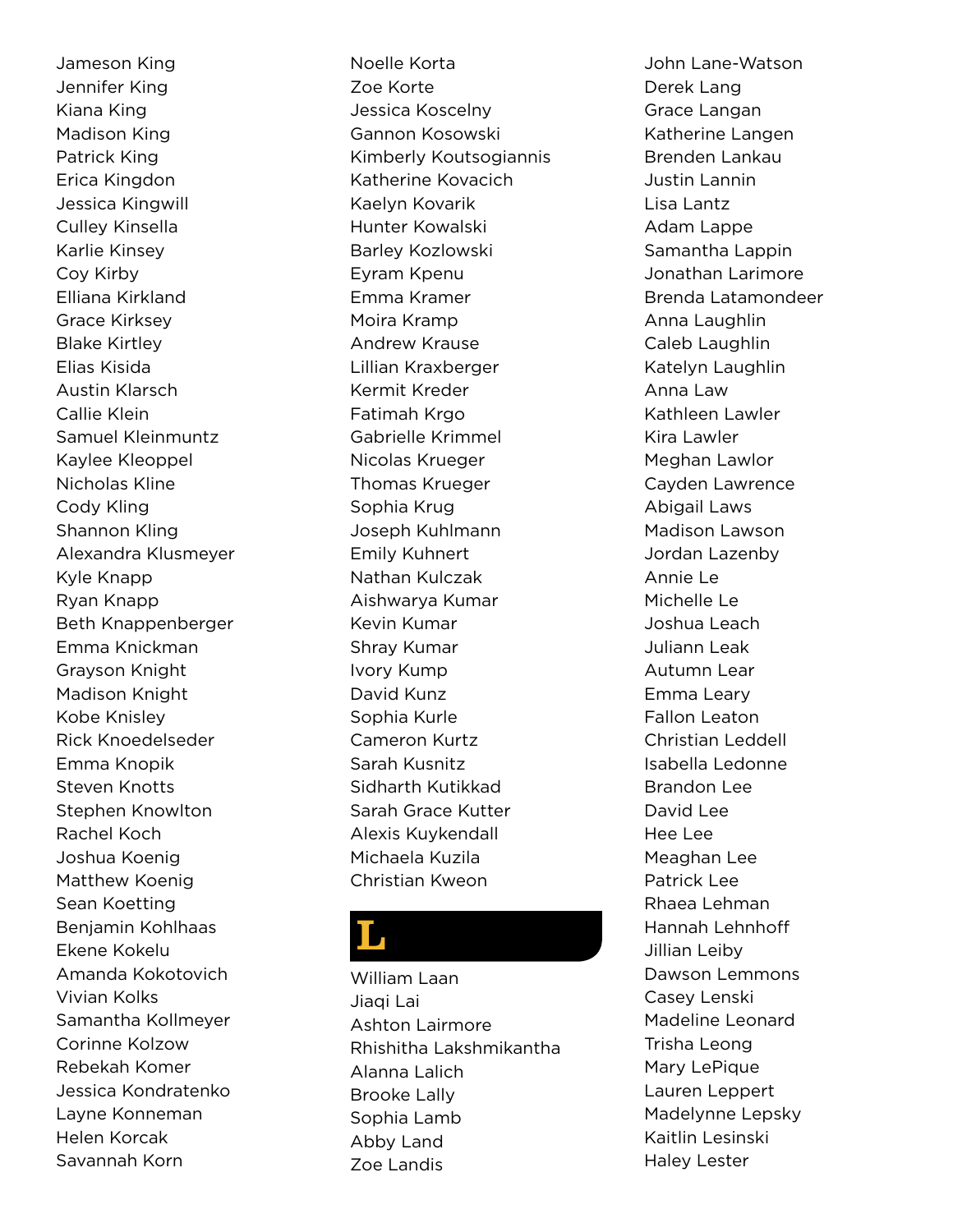Jameson King
Jennifer King
Kiana King
Madison King
Patrick King
Erica Kingdon
Jessica Kingwill
Culley Kinsella
Karlie Kinsey
Coy Kirby
Elliana Kirkland
Grace Kirksey
Blake Kirtley
Elias Kisida
Austin Klarsch
Callie Klein
Samuel Kleinmuntz
Kaylee Kleoppel
Nicholas Kline
Cody Kling
Shannon Kling
Alexandra Klusmeyer
Kyle Knapp
Ryan Knapp
Beth Knappenberger
Emma Knickman
Grayson Knight
Madison Knight
Kobe Knisley
Rick Knoedelseder
Emma Knopik
Steven Knotts
Stephen Knowlton
Rachel Koch
Joshua Koenig
Matthew Koenig
Sean Koetting
Benjamin Kohlhaas
Ekene Kokelu
Amanda Kokotovich
Vivian Kolks
Samantha Kollmeyer
Corinne Kolzow
Rebekah Komer
Jessica Kondratenko
Layne Konneman
Helen Korcak
Savannah Korn

Noelle Korta
Zoe Korte
Jessica Koscelny
Gannon Kosowski
Kimberly Koutsogiannis
Katherine Kovacich
Kaelyn Kovarik
Hunter Kowalski
Barley Kozlowski
Eyram Kpenu
Emma Kramer
Moira Kramp
Andrew Krause
Lillian Kraxberger
Kermit Kreder
Fatimah Krgo
Gabrielle Krimmel
Nicolas Krueger
Thomas Krueger
Sophia Krug
Joseph Kuhlmann
Emily Kuhnert
Nathan Kulczak
Aishwarya Kumar
Kevin Kumar
Shray Kumar
Ivory Kump
David Kunz
Sophia Kurle
Cameron Kurtz
Sarah Kusnitz
Sidharth Kutikkad
Sarah Grace Kutter
Alexis Kuykendall
Michaela Kuzila
Christian Kweon

# L

William Laan
Jiaqi Lai
Ashton Lairmore
Rhishitha Lakshmikantha
Alanna Lalich
Brooke Lally
Sophia Lamb
Abby Land
Zoe Landis
John Lane-Watson
Derek Lang
Grace Langan
Katherine Langen
Brenden Lankau
Justin Lannin
Lisa Lantz
Adam Lappe
Samantha Lappin
Jonathan Larimore
Brenda Latamondeer
Anna Laughlin
Caleb Laughlin
Katelyn Laughlin
Anna Law
Kathleen Lawler
Kira Lawler
Meghan Lawlor
Cayden Lawrence
Abigail Laws
Madison Lawson
Jordan Lazenby
Annie Le
Michelle Le
Joshua Leach
Juliann Leak
Autumn Lear
Emma Leary
Fallon Leaton
Christian Leddell
Isabella Ledonne
Brandon Lee
David Lee
Hee Lee
Meaghan Lee
Patrick Lee
Rhaea Lehman
Hannah Lehnhoff
Jillian Leiby
Dawson Lemmons
Casey Lenski
Madeline Leonard
Trisha Leong
Mary LePique
Lauren Leppert
Madelynne Lepsky
Kaitlin Lesinski
Haley Lester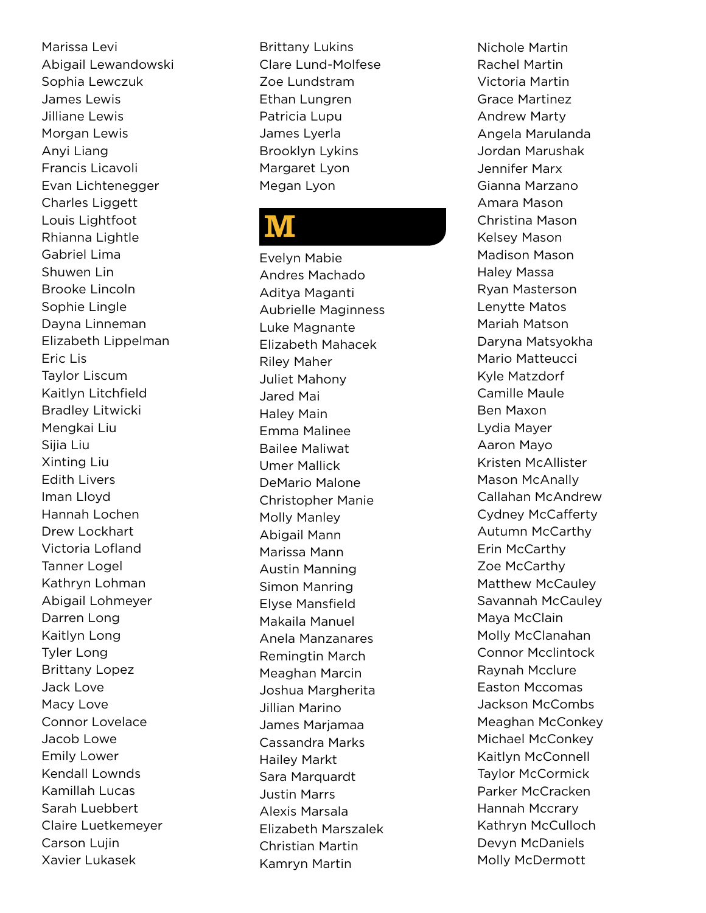Marissa Levi
Abigail Lewandowski
Sophia Lewczuk
James Lewis
Jilliane Lewis
Morgan Lewis
Anyi Liang
Francis Licavoli
Evan Lichtenegger
Charles Liggett
Louis Lightfoot
Rhianna Lightle
Gabriel Lima
Shuwen Lin
Brooke Lincoln
Sophie Lingle
Dayna Linneman
Elizabeth Lippelman
Eric Lis
Taylor Liscum
Kaitlyn Litchfield
Bradley Litwicki
Mengkai Liu
Sijia Liu
Xinting Liu
Edith Livers
Iman Lloyd
Hannah Lochen
Drew Lockhart
Victoria Lofland
Tanner Logel
Kathryn Lohman
Abigail Lohmeyer
Darren Long
Kaitlyn Long
Tyler Long
Brittany Lopez
Jack Love
Macy Love
Connor Lovelace
Jacob Lowe
Emily Lower
Kendall Lownds
Kamillah Lucas
Sarah Luebbert
Claire Luetkemeyer
Carson Lujin
Xavier Lukasek
Brittany Lukins
Clare Lund-Molfese
Zoe Lundstram
Ethan Lungren
Patricia Lupu
James Lyerla
Brooklyn Lykins
Margaret Lyon
Megan Lyon

# M

Evelyn Mabie
Andres Machado
Aditya Maganti
Aubrielle Maginness
Luke Magnante
Elizabeth Mahacek
Riley Maher
Juliet Mahony
Jared Mai
Haley Main
Emma Malinee
Bailee Maliwat
Umer Mallick
DeMario Malone
Christopher Manie
Molly Manley
Abigail Mann
Marissa Mann
Austin Manning
Simon Manring
Elyse Mansfield
Makaila Manuel
Anela Manzanares
Remingtin March
Meaghan Marcin
Joshua Margherita
Jillian Marino
James Marjamaa
Cassandra Marks
Hailey Markt
Sara Marquardt
Justin Marrs
Alexis Marsala
Elizabeth Marszalek
Christian Martin
Kamryn Martin
Nichole Martin
Rachel Martin
Victoria Martin
Grace Martinez
Andrew Marty
Angela Marulanda
Jordan Marushak
Jennifer Marx
Gianna Marzano
Amara Mason
Christina Mason
Kelsey Mason
Madison Mason
Haley Massa
Ryan Masterson
Lenytte Matos
Mariah Matson
Daryna Matsyokha
Mario Matteucci
Kyle Matzdorf
Camille Maule
Ben Maxon
Lydia Mayer
Aaron Mayo
Kristen McAllister
Mason McAnally
Callahan McAndrew
Cydney McCafferty
Autumn McCarthy
Erin McCarthy
Zoe McCarthy
Matthew McCauley
Savannah McCauley
Maya McClain
Molly McClanahan
Connor Mcclintock
Raynah Mcclure
Easton Mccomas
Jackson McCombs
Meaghan McConkey
Michael McConkey
Kaitlyn McConnell
Taylor McCormick
Parker McCracken
Hannah Mccrary
Kathryn McCulloch
Devyn McDaniels
Molly McDermott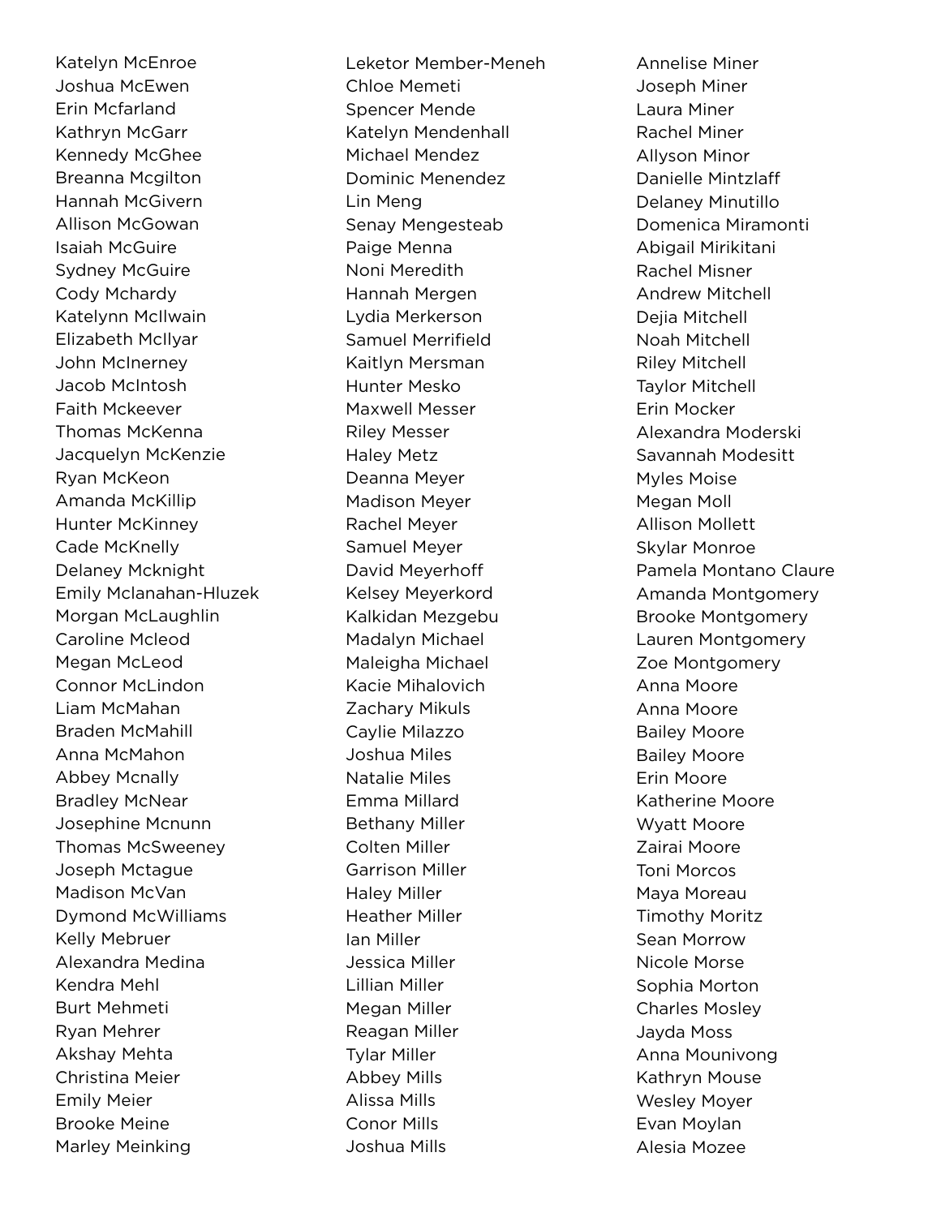Katelyn McEnroe
Joshua McEwen
Erin Mcfarland
Kathryn McGarr
Kennedy McGhee
Breanna Mcgilton
Hannah McGivern
Allison McGowan
Isaiah McGuire
Sydney McGuire
Cody Mchardy
Katelynn McIlwain
Elizabeth McIlyar
John McInerney
Jacob McIntosh
Faith Mckeever
Thomas McKenna
Jacquelyn McKenzie
Ryan McKeon
Amanda McKillip
Hunter McKinney
Cade McKnelly
Delaney Mcknight
Emily Mclanahan-Hluzek
Morgan McLaughlin
Caroline Mcleod
Megan McLeod
Connor McLindon
Liam McMahan
Braden McMahill
Anna McMahon
Abbey Mcnally
Bradley McNear
Josephine Mcnunn
Thomas McSweeney
Joseph Mctague
Madison McVan
Dymond McWilliams
Kelly Mebruer
Alexandra Medina
Kendra Mehl
Burt Mehmeti
Ryan Mehrer
Akshay Mehta
Christina Meier
Emily Meier
Brooke Meine
Marley Meinking
Leketor Member-Meneh
Chloe Memeti
Spencer Mende
Katelyn Mendenhall
Michael Mendez
Dominic Menendez
Lin Meng
Senay Mengesteab
Paige Menna
Noni Meredith
Hannah Mergen
Lydia Merkerson
Samuel Merrifield
Kaitlyn Mersman
Hunter Mesko
Maxwell Messer
Riley Messer
Haley Metz
Deanna Meyer
Madison Meyer
Rachel Meyer
Samuel Meyer
David Meyerhoff
Kelsey Meyerkord
Kalkidan Mezgebu
Madalyn Michael
Maleigha Michael
Kacie Mihalovich
Zachary Mikuls
Caylie Milazzo
Joshua Miles
Natalie Miles
Emma Millard
Bethany Miller
Colten Miller
Garrison Miller
Haley Miller
Heather Miller
Ian Miller
Jessica Miller
Lillian Miller
Megan Miller
Reagan Miller
Tylar Miller
Abbey Mills
Alissa Mills
Conor Mills
Joshua Mills
Annelise Miner
Joseph Miner
Laura Miner
Rachel Miner
Allyson Minor
Danielle Mintzlaff
Delaney Minutillo
Domenica Miramonti
Abigail Mirikitani
Rachel Misner
Andrew Mitchell
Dejia Mitchell
Noah Mitchell
Riley Mitchell
Taylor Mitchell
Erin Mocker
Alexandra Moderski
Savannah Modesitt
Myles Moise
Megan Moll
Allison Mollett
Skylar Monroe
Pamela Montano Claure
Amanda Montgomery
Brooke Montgomery
Lauren Montgomery
Zoe Montgomery
Anna Moore
Anna Moore
Bailey Moore
Bailey Moore
Erin Moore
Katherine Moore
Wyatt Moore
Zairai Moore
Toni Morcos
Maya Moreau
Timothy Moritz
Sean Morrow
Nicole Morse
Sophia Morton
Charles Mosley
Jayda Moss
Anna Mounivong
Kathryn Mouse
Wesley Moyer
Evan Moylan
Alesia Mozee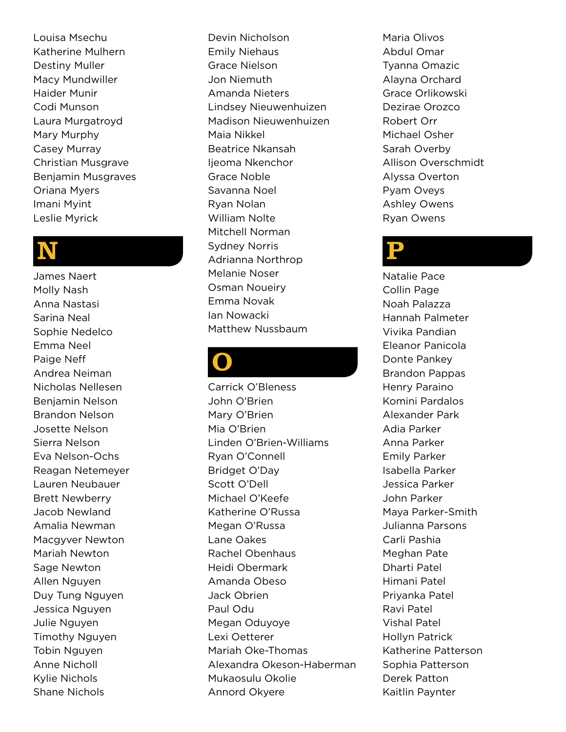Louisa Msechu
Katherine Mulhern
Destiny Muller
Macy Mundwiller
Haider Munir
Codi Munson
Laura Murgatroyd
Mary Murphy
Casey Murray
Christian Musgrave
Benjamin Musgraves
Oriana Myers
Imani Myint
Leslie Myrick

## N

James Naert
Molly Nash
Anna Nastasi
Sarina Neal
Sophie Nedelco
Emma Neel
Paige Neff
Andrea Neiman
Nicholas Nellesen
Benjamin Nelson
Brandon Nelson
Josette Nelson
Sierra Nelson
Eva Nelson-Ochs
Reagan Netemeyer
Lauren Neubauer
Brett Newberry
Jacob Newland
Amalia Newman
Macgyver Newton
Mariah Newton
Sage Newton
Allen Nguyen
Duy Tung Nguyen
Jessica Nguyen
Julie Nguyen
Timothy Nguyen
Tobin Nguyen
Anne Nicholl
Kylie Nichols
Shane Nichols
Devin Nicholson
Emily Niehaus
Grace Nielson
Jon Niemuth
Amanda Nieters
Lindsey Nieuwenhuizen
Madison Nieuwenhuizen
Maia Nikkel
Beatrice Nkansah
Ijeoma Nkenchor
Grace Noble
Savanna Noel
Ryan Nolan
William Nolte
Mitchell Norman
Sydney Norris
Adrianna Northrop
Melanie Noser
Osman Noueiry
Emma Novak
Ian Nowacki
Matthew Nussbaum

## O

Carrick O'Bleness
John O'Brien
Mary O'Brien
Mia O'Brien
Linden O'Brien-Williams
Ryan O'Connell
Bridget O'Day
Scott O'Dell
Michael O'Keefe
Katherine O'Russa
Megan O'Russa
Lane Oakes
Rachel Obenhaus
Heidi Obermark
Amanda Obeso
Jack Obrien
Paul Odu
Megan Oduyoye
Lexi Oetterer
Mariah Oke-Thomas
Alexandra Okeson-Haberman
Mukaosulu Okolie
Annord Okyere
Maria Olivos
Abdul Omar
Tyanna Omazic
Alayna Orchard
Grace Orlikowski
Dezirae Orozco
Robert Orr
Michael Osher
Sarah Overby
Allison Overschmidt
Alyssa Overton
Pyam Oveys
Ashley Owens
Ryan Owens

## P

Natalie Pace
Collin Page
Noah Palazza
Hannah Palmeter
Vivika Pandian
Eleanor Panicola
Donte Pankey
Brandon Pappas
Henry Paraino
Komini Pardalos
Alexander Park
Adia Parker
Anna Parker
Emily Parker
Isabella Parker
Jessica Parker
John Parker
Maya Parker-Smith
Julianna Parsons
Carli Pashia
Meghan Pate
Dharti Patel
Himani Patel
Priyanka Patel
Ravi Patel
Vishal Patel
Hollyn Patrick
Katherine Patterson
Sophia Patterson
Derek Patton
Kaitlin Paynter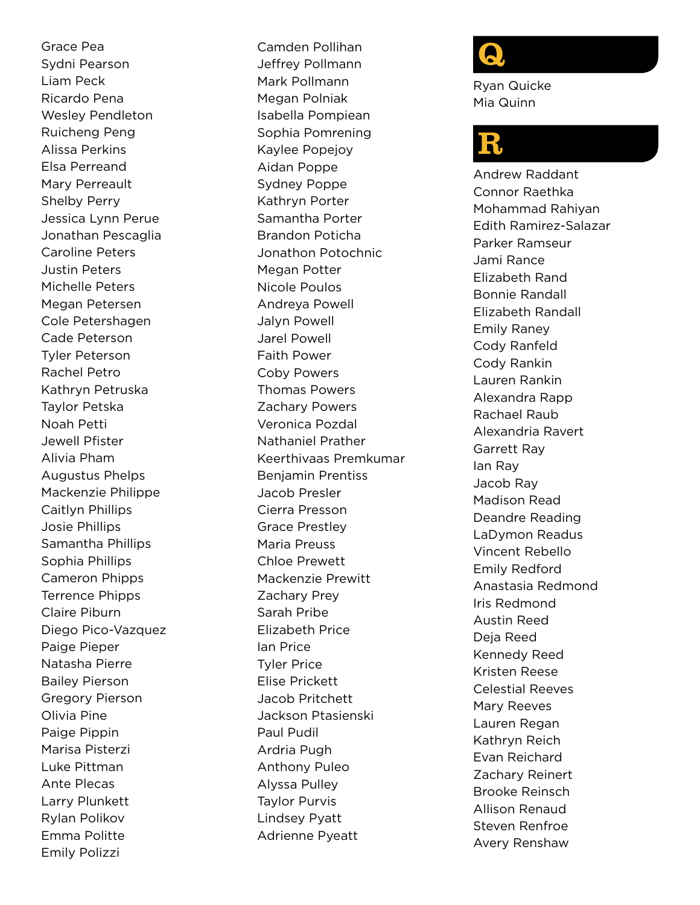Grace Pea
Sydni Pearson
Liam Peck
Ricardo Pena
Wesley Pendleton
Ruicheng Peng
Alissa Perkins
Elsa Perreand
Mary Perreault
Shelby Perry
Jessica Lynn Perue
Jonathan Pescaglia
Caroline Peters
Justin Peters
Michelle Peters
Megan Petersen
Cole Petershagen
Cade Peterson
Tyler Peterson
Rachel Petro
Kathryn Petruska
Taylor Petska
Noah Petti
Jewell Pfister
Alivia Pham
Augustus Phelps
Mackenzie Philippe
Caitlyn Phillips
Josie Phillips
Samantha Phillips
Sophia Phillips
Cameron Phipps
Terrence Phipps
Claire Piburn
Diego Pico-Vazquez
Paige Pieper
Natasha Pierre
Bailey Pierson
Gregory Pierson
Olivia Pine
Paige Pippin
Marisa Pisterzi
Luke Pittman
Ante Plecas
Larry Plunkett
Rylan Polikov
Emma Politte
Emily Polizzi

Camden Pollihan
Jeffrey Pollmann
Mark Pollmann
Megan Polniak
Isabella Pompiean
Sophia Pomrening
Kaylee Popejoy
Aidan Poppe
Sydney Poppe
Kathryn Porter
Samantha Porter
Brandon Poticha
Jonathon Potochnic
Megan Potter
Nicole Poulos
Andreya Powell
Jalyn Powell
Jarel Powell
Faith Power
Coby Powers
Thomas Powers
Zachary Powers
Veronica Pozdal
Nathaniel Prather
Keerthivaas Premkumar
Benjamin Prentiss
Jacob Presler
Cierra Presson
Grace Prestley
Maria Preuss
Chloe Prewett
Mackenzie Prewitt
Zachary Prey
Sarah Pribe
Elizabeth Price
Ian Price
Tyler Price
Elise Prickett
Jacob Pritchett
Jackson Ptasienski
Paul Pudil
Ardria Pugh
Anthony Puleo
Alyssa Pulley
Taylor Purvis
Lindsey Pyatt
Adrienne Pyeatt

# Q

Ryan Quicke
Mia Quinn

# R

Andrew Raddant
Connor Raethka
Mohammad Rahiyan
Edith Ramirez-Salazar
Parker Ramseur
Jami Rance
Elizabeth Rand
Bonnie Randall
Elizabeth Randall
Emily Raney
Cody Ranfeld
Cody Rankin
Lauren Rankin
Alexandra Rapp
Rachael Raub
Alexandria Ravert
Garrett Ray
Ian Ray
Jacob Ray
Madison Read
Deandre Reading
LaDymon Readus
Vincent Rebello
Emily Redford
Anastasia Redmond
Iris Redmond
Austin Reed
Deja Reed
Kennedy Reed
Kristen Reese
Celestial Reeves
Mary Reeves
Lauren Regan
Kathryn Reich
Evan Reichard
Zachary Reinert
Brooke Reinsch
Allison Renaud
Steven Renfroe
Avery Renshaw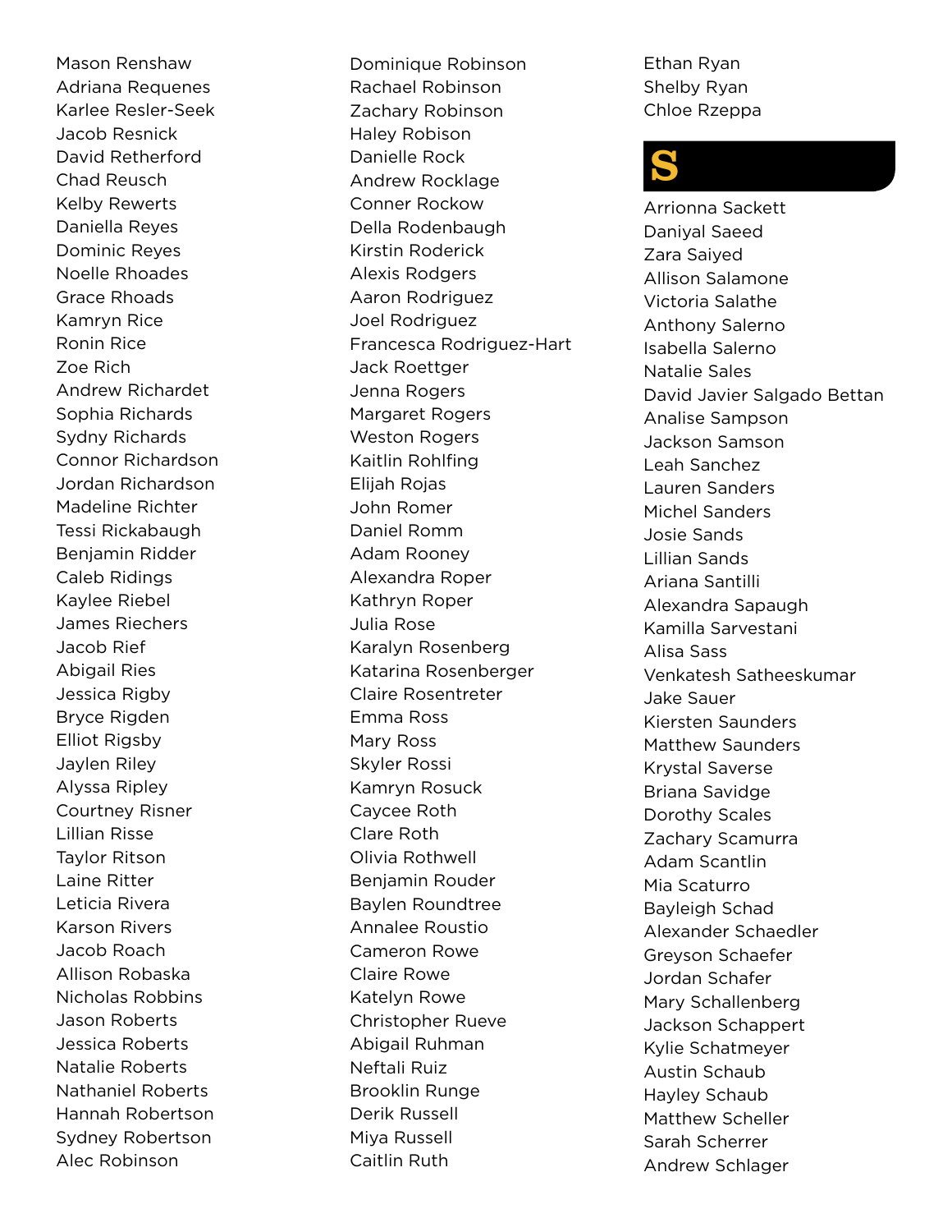Mason Renshaw
Adriana Requenes
Karlee Resler-Seek
Jacob Resnick
David Retherford
Chad Reusch
Kelby Rewerts
Daniella Reyes
Dominic Reyes
Noelle Rhoades
Grace Rhoads
Kamryn Rice
Ronin Rice
Zoe Rich
Andrew Richardet
Sophia Richards
Sydny Richards
Connor Richardson
Jordan Richardson
Madeline Richter
Tessi Rickabaugh
Benjamin Ridder
Caleb Ridings
Kaylee Riebel
James Riechers
Jacob Rief
Abigail Ries
Jessica Rigby
Bryce Rigden
Elliot Rigsby
Jaylen Riley
Alyssa Ripley
Courtney Risner
Lillian Risse
Taylor Ritson
Laine Ritter
Leticia Rivera
Karson Rivers
Jacob Roach
Allison Robaska
Nicholas Robbins
Jason Roberts
Jessica Roberts
Natalie Roberts
Nathaniel Roberts
Hannah Robertson
Sydney Robertson
Alec Robinson
Dominique Robinson
Rachael Robinson
Zachary Robinson
Haley Robison
Danielle Rock
Andrew Rocklage
Conner Rockow
Della Rodenbaugh
Kirstin Roderick
Alexis Rodgers
Aaron Rodriguez
Joel Rodriguez
Francesca Rodriguez-Hart
Jack Roettger
Jenna Rogers
Margaret Rogers
Weston Rogers
Kaitlin Rohlfing
Elijah Rojas
John Romer
Daniel Romm
Adam Rooney
Alexandra Roper
Kathryn Roper
Julia Rose
Karalyn Rosenberg
Katarina Rosenberger
Claire Rosentreter
Emma Ross
Mary Ross
Skyler Rossi
Kamryn Rosuck
Caycee Roth
Clare Roth
Olivia Rothwell
Benjamin Rouder
Baylen Roundtree
Annalee Roustio
Cameron Rowe
Claire Rowe
Katelyn Rowe
Christopher Rueve
Abigail Ruhman
Neftali Ruiz
Brooklin Runge
Derik Russell
Miya Russell
Caitlin Ruth
Ethan Ryan
Shelby Ryan
Chloe Rzeppa

## S

Arrionna Sackett
Daniyal Saeed
Zara Saiyed
Allison Salamone
Victoria Salathe
Anthony Salerno
Isabella Salerno
Natalie Sales
David Javier Salgado Bettan
Analise Sampson
Jackson Samson
Leah Sanchez
Lauren Sanders
Michel Sanders
Josie Sands
Lillian Sands
Ariana Santilli
Alexandra Sapaugh
Kamilla Sarvestani
Alisa Sass
Venkatesh Satheeskumar
Jake Sauer
Kiersten Saunders
Matthew Saunders
Krystal Saverse
Briana Savidge
Dorothy Scales
Zachary Scamurra
Adam Scantlin
Mia Scaturro
Bayleigh Schad
Alexander Schaedler
Greyson Schaefer
Jordan Schafer
Mary Schallenberg
Jackson Schappert
Kylie Schatmeyer
Austin Schaub
Hayley Schaub
Matthew Scheller
Sarah Scherrer
Andrew Schlager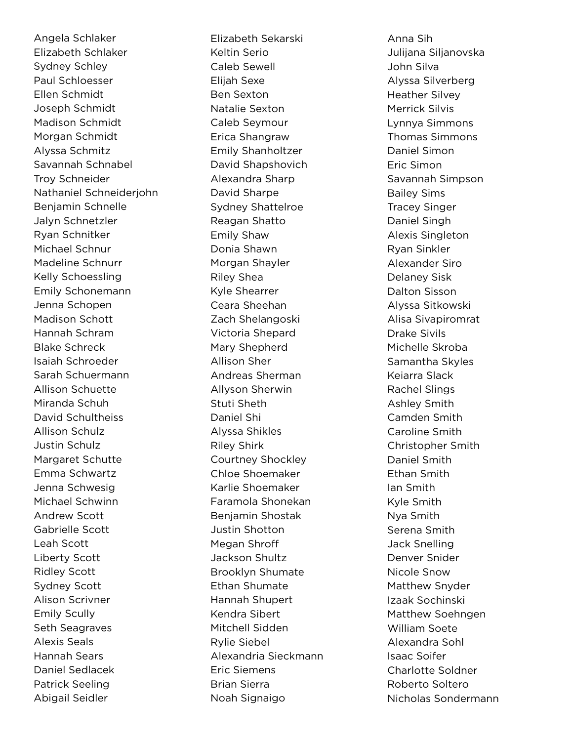Angela Schlaker
Elizabeth Schlaker
Sydney Schley
Paul Schloesser
Ellen Schmidt
Joseph Schmidt
Madison Schmidt
Morgan Schmidt
Alyssa Schmitz
Savannah Schnabel
Troy Schneider
Nathaniel Schneiderjohn
Benjamin Schnelle
Jalyn Schnetzler
Ryan Schnitker
Michael Schnur
Madeline Schnurr
Kelly Schoessling
Emily Schonemann
Jenna Schopen
Madison Schott
Hannah Schram
Blake Schreck
Isaiah Schroeder
Sarah Schuermann
Allison Schuette
Miranda Schuh
David Schultheiss
Allison Schulz
Justin Schulz
Margaret Schutte
Emma Schwartz
Jenna Schwesig
Michael Schwinn
Andrew Scott
Gabrielle Scott
Leah Scott
Liberty Scott
Ridley Scott
Sydney Scott
Alison Scrivner
Emily Scully
Seth Seagraves
Alexis Seals
Hannah Sears
Daniel Sedlacek
Patrick Seeling
Abigail Seidler
Elizabeth Sekarski
Keltin Serio
Caleb Sewell
Elijah Sexe
Ben Sexton
Natalie Sexton
Caleb Seymour
Erica Shangraw
Emily Shanholtzer
David Shapshovich
Alexandra Sharp
David Sharpe
Sydney Shattelroe
Reagan Shatto
Emily Shaw
Donia Shawn
Morgan Shayler
Riley Shea
Kyle Shearrer
Ceara Sheehan
Zach Shelangoski
Victoria Shepard
Mary Shepherd
Allison Sher
Andreas Sherman
Allyson Sherwin
Stuti Sheth
Daniel Shi
Alyssa Shikles
Riley Shirk
Courtney Shockley
Chloe Shoemaker
Karlie Shoemaker
Faramola Shonekan
Benjamin Shostak
Justin Shotton
Megan Shroff
Jackson Shultz
Brooklyn Shumate
Ethan Shumate
Hannah Shupert
Kendra Sibert
Mitchell Sidden
Rylie Siebel
Alexandria Sieckmann
Eric Siemens
Brian Sierra
Noah Signaigo
Anna Sih
Julijana Siljanovska
John Silva
Alyssa Silverberg
Heather Silvey
Merrick Silvis
Lynnya Simmons
Thomas Simmons
Daniel Simon
Eric Simon
Savannah Simpson
Bailey Sims
Tracey Singer
Daniel Singh
Alexis Singleton
Ryan Sinkler
Alexander Siro
Delaney Sisk
Dalton Sisson
Alyssa Sitkowski
Alisa Sivapiromrat
Drake Sivils
Michelle Skroba
Samantha Skyles
Keiarra Slack
Rachel Slings
Ashley Smith
Camden Smith
Caroline Smith
Christopher Smith
Daniel Smith
Ethan Smith
Ian Smith
Kyle Smith
Nya Smith
Serena Smith
Jack Snelling
Denver Snider
Nicole Snow
Matthew Snyder
Izaak Sochinski
Matthew Soehngen
William Soete
Alexandra Sohl
Isaac Soifer
Charlotte Soldner
Roberto Soltero
Nicholas Sondermann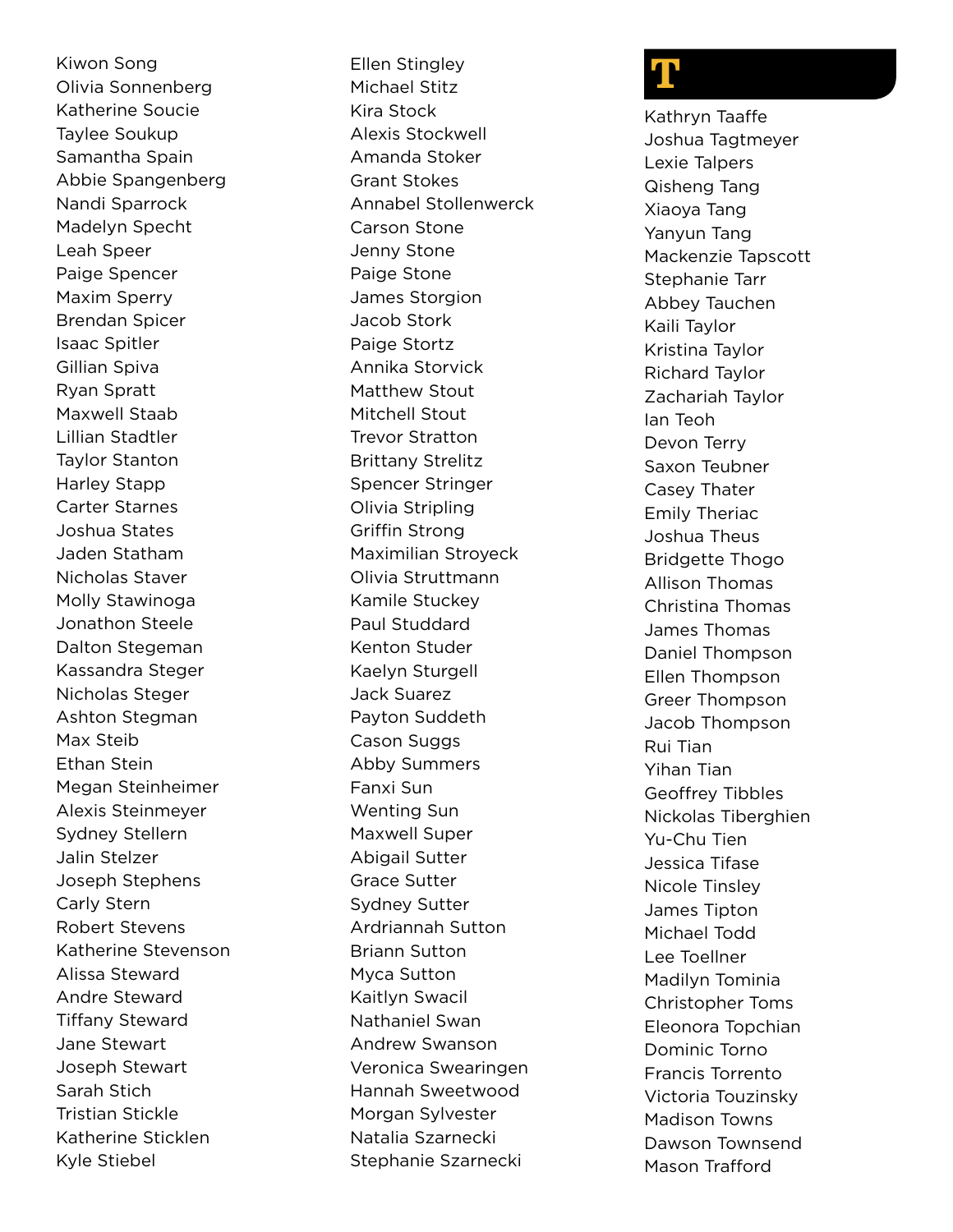Kiwon Song
Olivia Sonnenberg
Katherine Soucie
Taylee Soukup
Samantha Spain
Abbie Spangenberg
Nandi Sparrock
Madelyn Specht
Leah Speer
Paige Spencer
Maxim Sperry
Brendan Spicer
Isaac Spitler
Gillian Spiva
Ryan Spratt
Maxwell Staab
Lillian Stadtler
Taylor Stanton
Harley Stapp
Carter Starnes
Joshua States
Jaden Statham
Nicholas Staver
Molly Stawinoga
Jonathon Steele
Dalton Stegeman
Kassandra Steger
Nicholas Steger
Ashton Stegman
Max Steib
Ethan Stein
Megan Steinheimer
Alexis Steinmeyer
Sydney Stellern
Jalin Stelzer
Joseph Stephens
Carly Stern
Robert Stevens
Katherine Stevenson
Alissa Steward
Andre Steward
Tiffany Steward
Jane Stewart
Joseph Stewart
Sarah Stich
Tristian Stickle
Katherine Sticklen
Kyle Stiebel

Ellen Stingley
Michael Stitz
Kira Stock
Alexis Stockwell
Amanda Stoker
Grant Stokes
Annabel Stollenwerck
Carson Stone
Jenny Stone
Paige Stone
James Storgion
Jacob Stork
Paige Stortz
Annika Storvick
Matthew Stout
Mitchell Stout
Trevor Stratton
Brittany Strelitz
Spencer Stringer
Olivia Stripling
Griffin Strong
Maximilian Stroyeck
Olivia Struttmann
Kamile Stuckey
Paul Studdard
Kenton Studer
Kaelyn Sturgell
Jack Suarez
Payton Suddeth
Cason Suggs
Abby Summers
Fanxi Sun
Wenting Sun
Maxwell Super
Abigail Sutter
Grace Sutter
Sydney Sutter
Ardriannah Sutton
Briann Sutton
Myca Sutton
Kaitlyn Swacil
Nathaniel Swan
Andrew Swanson
Veronica Swearingen
Hannah Sweetwood
Morgan Sylvester
Natalia Szarnecki
Stephanie Szarnecki

# T

Kathryn Taaffe
Joshua Tagtmeyer
Lexie Talpers
Qisheng Tang
Xiaoya Tang
Yanyun Tang
Mackenzie Tapscott
Stephanie Tarr
Abbey Tauchen
Kaili Taylor
Kristina Taylor
Richard Taylor
Zachariah Taylor
Ian Teoh
Devon Terry
Saxon Teubner
Casey Thater
Emily Theriac
Joshua Theus
Bridgette Thogo
Allison Thomas
Christina Thomas
James Thomas
Daniel Thompson
Ellen Thompson
Greer Thompson
Jacob Thompson
Rui Tian
Yihan Tian
Geoffrey Tibbles
Nickolas Tiberghien
Yu-Chu Tien
Jessica Tifase
Nicole Tinsley
James Tipton
Michael Todd
Lee Toellner
Madilyn Tominia
Christopher Toms
Eleonora Topchian
Dominic Torno
Francis Torrento
Victoria Touzinsky
Madison Towns
Dawson Townsend
Mason Trafford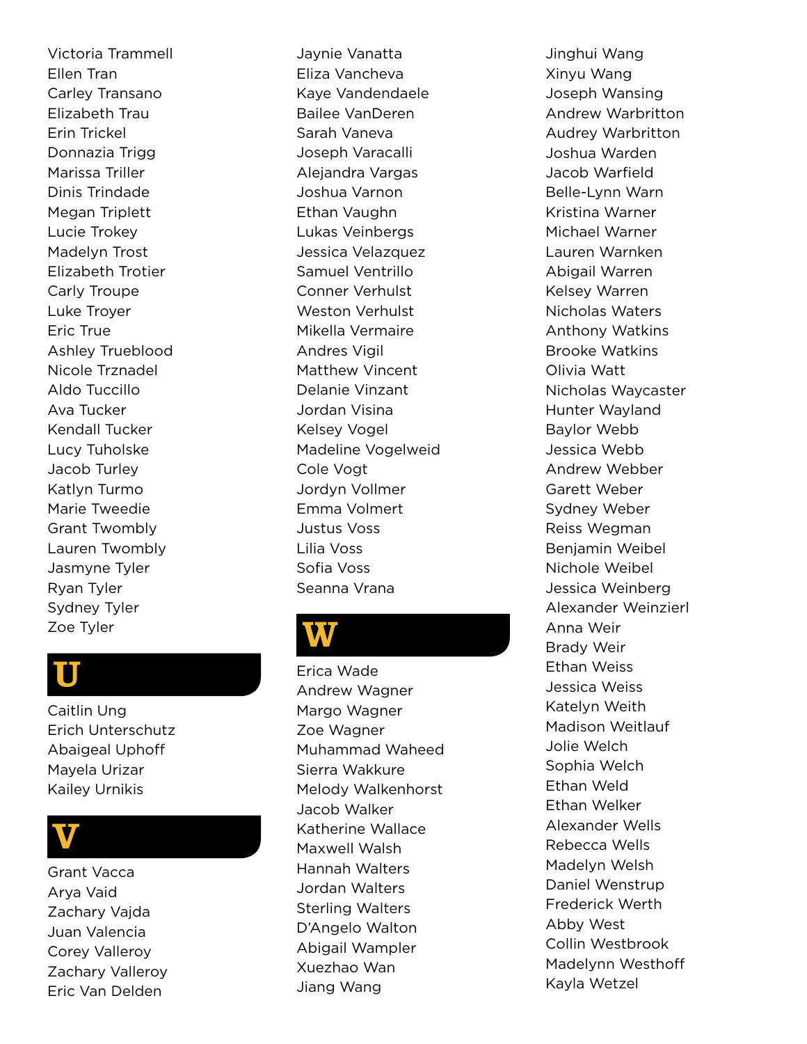Victoria Trammell
Ellen Tran
Carley Transano
Elizabeth Trau
Erin Trickel
Donnazia Trigg
Marissa Triller
Dinis Trindade
Megan Triplett
Lucie Trokey
Madelyn Trost
Elizabeth Trotier
Carly Troupe
Luke Troyer
Eric True
Ashley Trueblood
Nicole Trznadel
Aldo Tuccillo
Ava Tucker
Kendall Tucker
Lucy Tuholske
Jacob Turley
Katlyn Turmo
Marie Tweedie
Grant Twombly
Lauren Twombly
Jasmyne Tyler
Ryan Tyler
Sydney Tyler
Zoe Tyler

## U

Caitlin Ung
Erich Unterschutz
Abaigeal Uphoff
Mayela Urizar
Kailey Urnikis

## V

Grant Vacca
Arya Vaid
Zachary Vajda
Juan Valencia
Corey Valleroy
Zachary Valleroy
Eric Van Delden
Jaynie Vanatta
Eliza Vancheva
Kaye Vandendaele
Bailee VanDeren
Sarah Vaneva
Joseph Varacalli
Alejandra Vargas
Joshua Varnon
Ethan Vaughn
Lukas Veinbergs
Jessica Velazquez
Samuel Ventrillo
Conner Verhulst
Weston Verhulst
Mikella Vermaire
Andres Vigil
Matthew Vincent
Delanie Vinzant
Jordan Visina
Kelsey Vogel
Madeline Vogelweid
Cole Vogt
Jordyn Vollmer
Emma Volmert
Justus Voss
Lilia Voss
Sofia Voss
Seanna Vrana

## W

Erica Wade
Andrew Wagner
Margo Wagner
Zoe Wagner
Muhammad Waheed
Sierra Wakkure
Melody Walkenhorst
Jacob Walker
Katherine Wallace
Maxwell Walsh
Hannah Walters
Jordan Walters
Sterling Walters
D'Angelo Walton
Abigail Wampler
Xuezhao Wan
Jiang Wang
Jinghui Wang
Xinyu Wang
Joseph Wansing
Andrew Warbritton
Audrey Warbritton
Joshua Warden
Jacob Warfield
Belle-Lynn Warn
Kristina Warner
Michael Warner
Lauren Warnken
Abigail Warren
Kelsey Warren
Nicholas Waters
Anthony Watkins
Brooke Watkins
Olivia Watt
Nicholas Waycaster
Hunter Wayland
Baylor Webb
Jessica Webb
Andrew Webber
Garett Weber
Sydney Weber
Reiss Wegman
Benjamin Weibel
Nichole Weibel
Jessica Weinberg
Alexander Weinzierl
Anna Weir
Brady Weir
Ethan Weiss
Jessica Weiss
Katelyn Weith
Madison Weitlauf
Jolie Welch
Sophia Welch
Ethan Weld
Ethan Welker
Alexander Wells
Rebecca Wells
Madelyn Welsh
Daniel Wenstrup
Frederick Werth
Abby West
Collin Westbrook
Madelynn Westhoff
Kayla Wetzel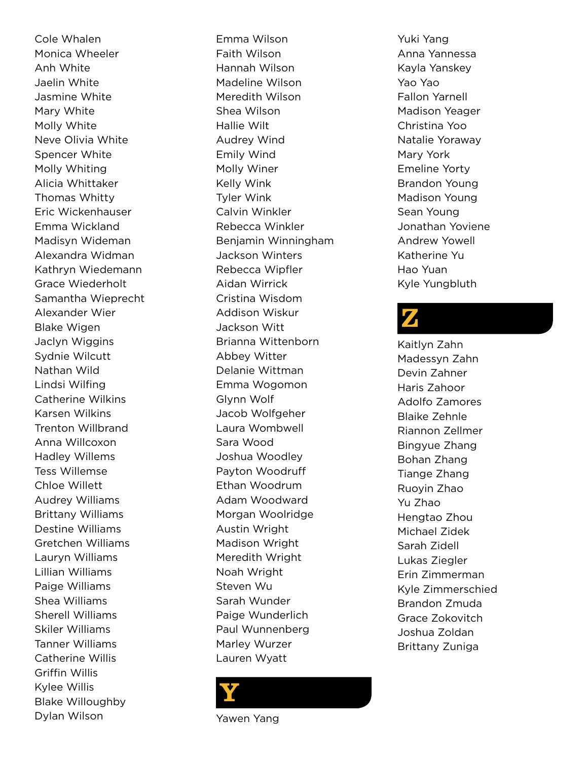Cole Whalen
Monica Wheeler
Anh White
Jaelin White
Jasmine White
Mary White
Molly White
Neve Olivia White
Spencer White
Molly Whiting
Alicia Whittaker
Thomas Whitty
Eric Wickenhauser
Emma Wickland
Madisyn Wideman
Alexandra Widman
Kathryn Wiedemann
Grace Wiederholt
Samantha Wieprecht
Alexander Wier
Blake Wigen
Jaclyn Wiggins
Sydnie Wilcutt
Nathan Wild
Lindsi Wilfing
Catherine Wilkins
Karsen Wilkins
Trenton Willbrand
Anna Willcoxon
Hadley Willems
Tess Willemse
Chloe Willett
Audrey Williams
Brittany Williams
Destine Williams
Gretchen Williams
Lauryn Williams
Lillian Williams
Paige Williams
Shea Williams
Sherell Williams
Skiler Williams
Tanner Williams
Catherine Willis
Griffin Willis
Kylee Willis
Blake Willoughby
Dylan Wilson
Emma Wilson
Faith Wilson
Hannah Wilson
Madeline Wilson
Meredith Wilson
Shea Wilson
Hallie Wilt
Audrey Wind
Emily Wind
Molly Winer
Kelly Wink
Tyler Wink
Calvin Winkler
Rebecca Winkler
Benjamin Winningham
Jackson Winters
Rebecca Wipfler
Aidan Wirrick
Cristina Wisdom
Addison Wiskur
Jackson Witt
Brianna Wittenborn
Abbey Witter
Delanie Wittman
Emma Wogomon
Glynn Wolf
Jacob Wolfgeher
Laura Wombwell
Sara Wood
Joshua Woodley
Payton Woodruff
Ethan Woodrum
Adam Woodward
Morgan Woolridge
Austin Wright
Madison Wright
Meredith Wright
Noah Wright
Steven Wu
Sarah Wunder
Paige Wunderlich
Paul Wunnenberg
Marley Wurzer
Lauren Wyatt

## Y

Yawen Yang
Yuki Yang
Anna Yannessa
Kayla Yanskey
Yao Yao
Fallon Yarnell
Madison Yeager
Christina Yoo
Natalie Yoraway
Mary York
Emeline Yorty
Brandon Young
Madison Young
Sean Young
Jonathan Yoviene
Andrew Yowell
Katherine Yu
Hao Yuan
Kyle Yungbluth

## Z

Kaitlyn Zahn
Madessyn Zahn
Devin Zahner
Haris Zahoor
Adolfo Zamores
Blaike Zehnle
Riannon Zellmer
Bingyue Zhang
Bohan Zhang
Tiange Zhang
Ruoyin Zhao
Yu Zhao
Hengtao Zhou
Michael Zidek
Sarah Zidell
Lukas Ziegler
Erin Zimmerman
Kyle Zimmerschied
Brandon Zmuda
Grace Zokovitch
Joshua Zoldan
Brittany Zuniga